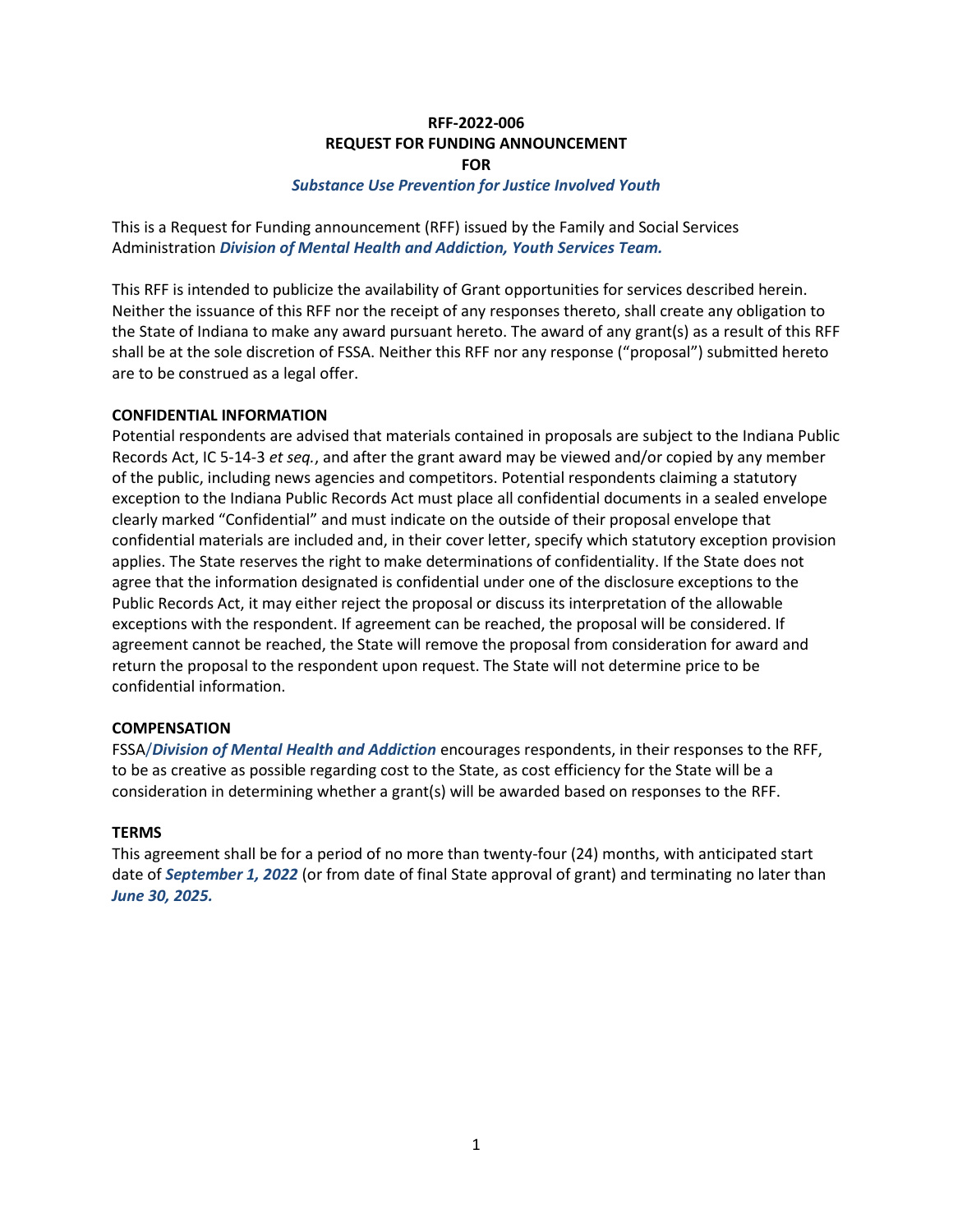**RFF-2022-006**
**REQUEST FOR FUNDING ANNOUNCEMENT**
**FOR**
***Substance Use Prevention for Justice Involved Youth***

This is a Request for Funding announcement (RFF) issued by the Family and Social Services Administration ***Division of Mental Health and Addiction, Youth Services Team.***

This RFF is intended to publicize the availability of Grant opportunities for services described herein. Neither the issuance of this RFF nor the receipt of any responses thereto, shall create any obligation to the State of Indiana to make any award pursuant hereto. The award of any grant(s) as a result of this RFF shall be at the sole discretion of FSSA. Neither this RFF nor any response ("proposal") submitted hereto are to be construed as a legal offer.

**CONFIDENTIAL INFORMATION**

Potential respondents are advised that materials contained in proposals are subject to the Indiana Public Records Act, IC 5-14-3 *et seq.*, and after the grant award may be viewed and/or copied by any member of the public, including news agencies and competitors. Potential respondents claiming a statutory exception to the Indiana Public Records Act must place all confidential documents in a sealed envelope clearly marked "Confidential" and must indicate on the outside of their proposal envelope that confidential materials are included and, in their cover letter, specify which statutory exception provision applies. The State reserves the right to make determinations of confidentiality. If the State does not agree that the information designated is confidential under one of the disclosure exceptions to the Public Records Act, it may either reject the proposal or discuss its interpretation of the allowable exceptions with the respondent. If agreement can be reached, the proposal will be considered. If agreement cannot be reached, the State will remove the proposal from consideration for award and return the proposal to the respondent upon request. The State will not determine price to be confidential information.

**COMPENSATION**

FSSA/***Division of Mental Health and Addiction*** encourages respondents, in their responses to the RFF, to be as creative as possible regarding cost to the State, as cost efficiency for the State will be a consideration in determining whether a grant(s) will be awarded based on responses to the RFF.

**TERMS**

This agreement shall be for a period of no more than twenty-four (24) months, with anticipated start date of ***September 1, 2022*** (or from date of final State approval of grant) and terminating no later than ***June 30, 2025.***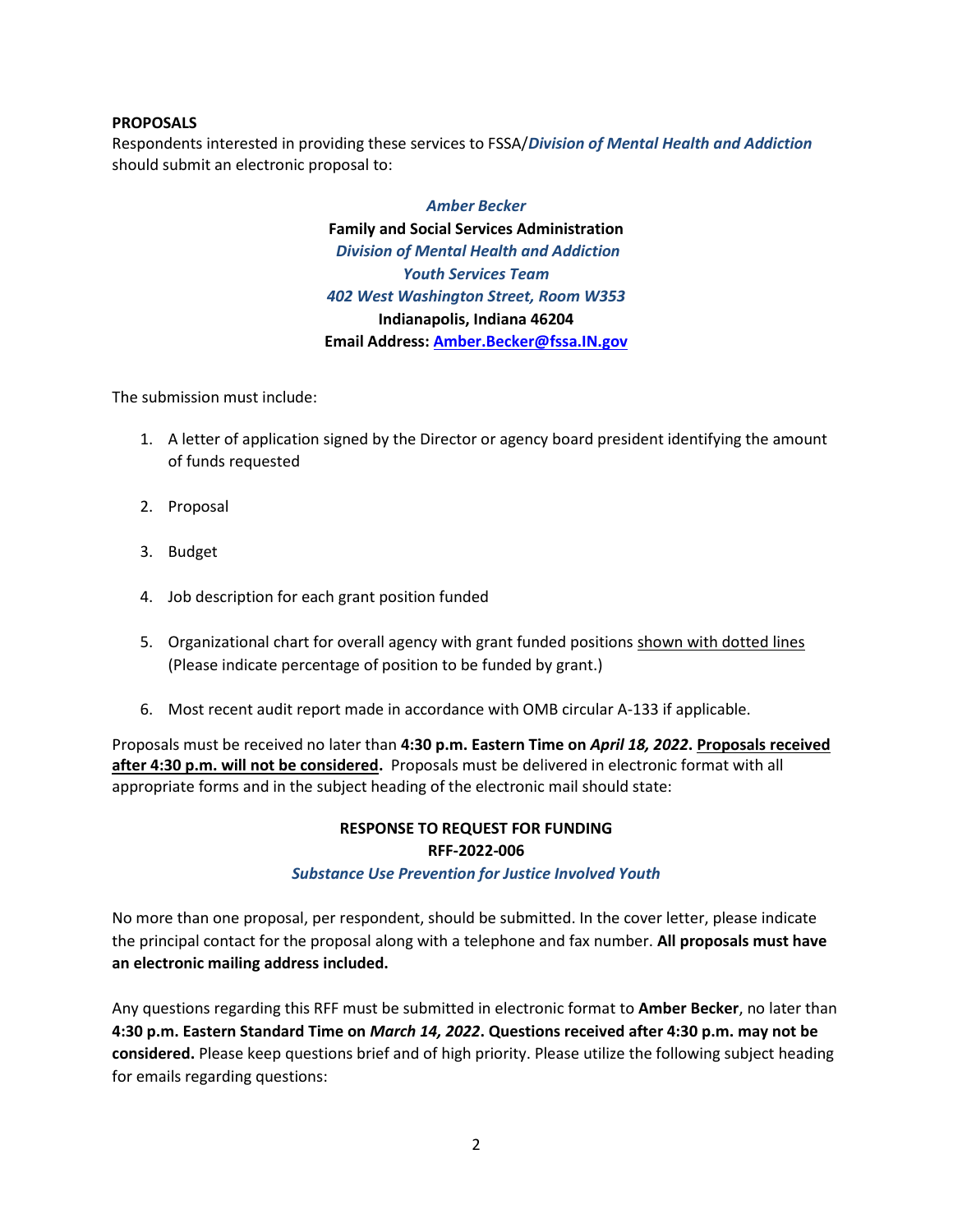**PROPOSALS**

Respondents interested in providing these services to FSSA/***Division of Mental Health and Addiction*** should submit an electronic proposal to:

***Amber Becker***
**Family and Social Services Administration**
***Division of Mental Health and Addiction***
***Youth Services Team***
***402 West Washington Street, Room W353***
**Indianapolis, Indiana 46204**
**Email Address: Amber.Becker@fssa.IN.gov**

The submission must include:

1. A letter of application signed by the Director or agency board president identifying the amount of funds requested
2. Proposal
3. Budget
4. Job description for each grant position funded
5. Organizational chart for overall agency with grant funded positions <u>shown with dotted lines</u> (Please indicate percentage of position to be funded by grant.)
6. Most recent audit report made in accordance with OMB circular A-133 if applicable.

Proposals must be received no later than **4:30 p.m. Eastern Time on *April 18, 2022*. <u>Proposals received after 4:30 p.m. will not be considered</u>.** Proposals must be delivered in electronic format with all appropriate forms and in the subject heading of the electronic mail should state:

**RESPONSE TO REQUEST FOR FUNDING**
**RFF-2022-006**
***Substance Use Prevention for Justice Involved Youth***

No more than one proposal, per respondent, should be submitted. In the cover letter, please indicate the principal contact for the proposal along with a telephone and fax number. **All proposals must have an electronic mailing address included.**

Any questions regarding this RFF must be submitted in electronic format to **Amber Becker**, no later than **4:30 p.m. Eastern Standard Time on *March 14, 2022*. Questions received after 4:30 p.m. may not be considered.** Please keep questions brief and of high priority. Please utilize the following subject heading for emails regarding questions: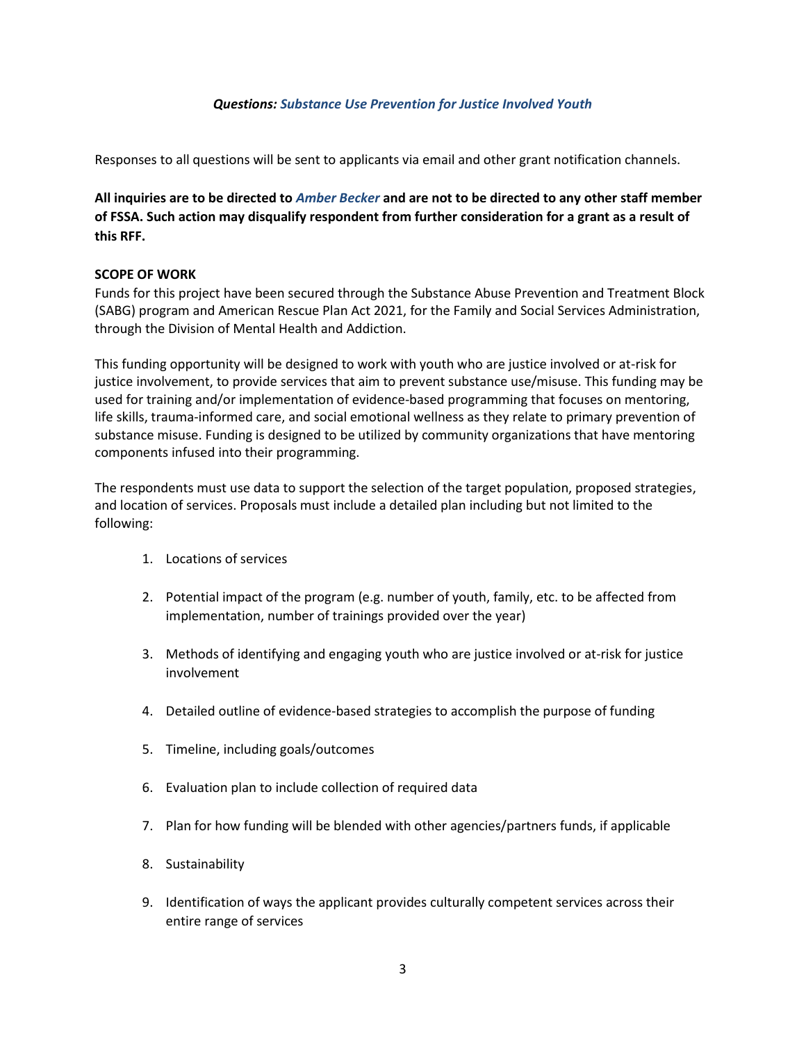***Questions: Substance Use Prevention for Justice Involved Youth***

Responses to all questions will be sent to applicants via email and other grant notification channels.

**All inquiries are to be directed to *Amber Becker* and are not to be directed to any other staff member of FSSA. Such action may disqualify respondent from further consideration for a grant as a result of this RFF.**

**SCOPE OF WORK**

Funds for this project have been secured through the Substance Abuse Prevention and Treatment Block (SABG) program and American Rescue Plan Act 2021, for the Family and Social Services Administration, through the Division of Mental Health and Addiction.

This funding opportunity will be designed to work with youth who are justice involved or at-risk for justice involvement, to provide services that aim to prevent substance use/misuse. This funding may be used for training and/or implementation of evidence-based programming that focuses on mentoring, life skills, trauma-informed care, and social emotional wellness as they relate to primary prevention of substance misuse. Funding is designed to be utilized by community organizations that have mentoring components infused into their programming.

The respondents must use data to support the selection of the target population, proposed strategies, and location of services. Proposals must include a detailed plan including but not limited to the following:

1. Locations of services
2. Potential impact of the program (e.g. number of youth, family, etc. to be affected from implementation, number of trainings provided over the year)
3. Methods of identifying and engaging youth who are justice involved or at-risk for justice involvement
4. Detailed outline of evidence-based strategies to accomplish the purpose of funding
5. Timeline, including goals/outcomes
6. Evaluation plan to include collection of required data
7. Plan for how funding will be blended with other agencies/partners funds, if applicable
8. Sustainability
9. Identification of ways the applicant provides culturally competent services across their entire range of services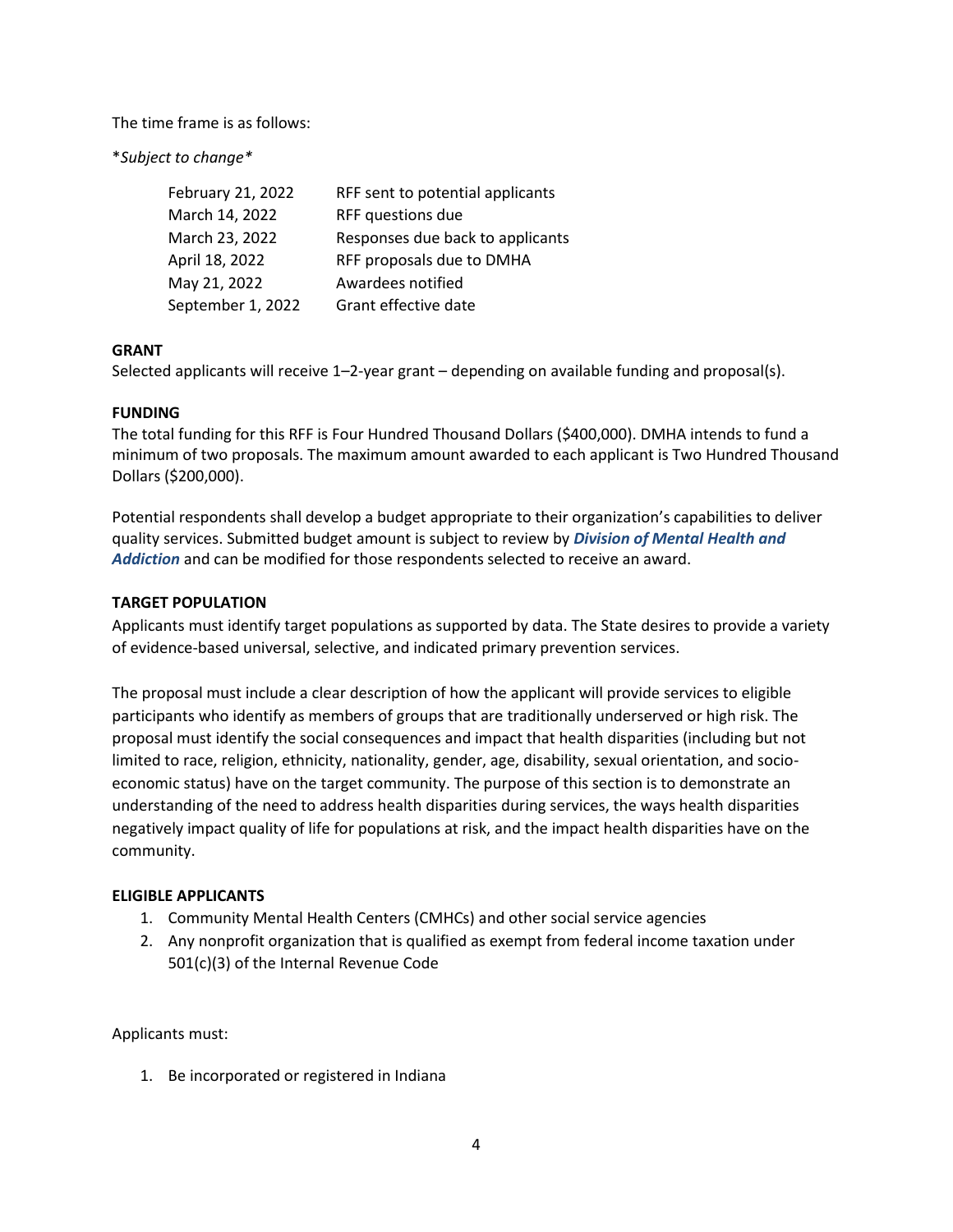The time frame is as follows:

**Subject to change*

| | |
|---|---|
| February 21, 2022 | RFF sent to potential applicants |
| March 14, 2022 | RFF questions due |
| March 23, 2022 | Responses due back to applicants |
| April 18, 2022 | RFF proposals due to DMHA |
| May 21, 2022 | Awardees notified |
| September 1, 2022 | Grant effective date |

**GRANT**

Selected applicants will receive 1–2-year grant – depending on available funding and proposal(s).

**FUNDING**

The total funding for this RFF is Four Hundred Thousand Dollars ($400,000). DMHA intends to fund a minimum of two proposals. The maximum amount awarded to each applicant is Two Hundred Thousand Dollars ($200,000).

Potential respondents shall develop a budget appropriate to their organization's capabilities to deliver quality services. Submitted budget amount is subject to review by ***Division of Mental Health and Addiction*** and can be modified for those respondents selected to receive an award.

**TARGET POPULATION**

Applicants must identify target populations as supported by data. The State desires to provide a variety of evidence-based universal, selective, and indicated primary prevention services.

The proposal must include a clear description of how the applicant will provide services to eligible participants who identify as members of groups that are traditionally underserved or high risk. The proposal must identify the social consequences and impact that health disparities (including but not limited to race, religion, ethnicity, nationality, gender, age, disability, sexual orientation, and socio-economic status) have on the target community. The purpose of this section is to demonstrate an understanding of the need to address health disparities during services, the ways health disparities negatively impact quality of life for populations at risk, and the impact health disparities have on the community.

**ELIGIBLE APPLICANTS**

1. Community Mental Health Centers (CMHCs) and other social service agencies
2. Any nonprofit organization that is qualified as exempt from federal income taxation under 501(c)(3) of the Internal Revenue Code

Applicants must:

1. Be incorporated or registered in Indiana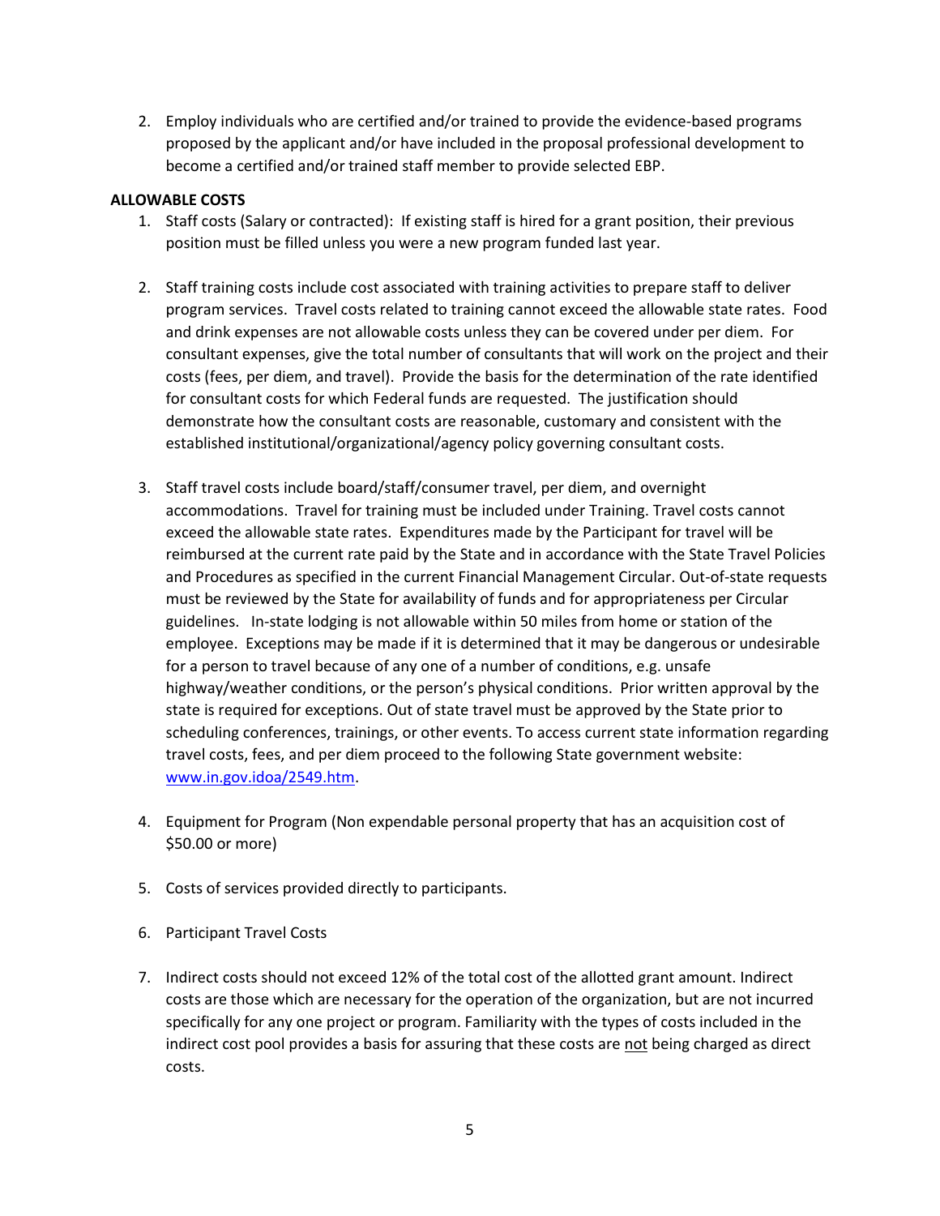2. Employ individuals who are certified and/or trained to provide the evidence-based programs proposed by the applicant and/or have included in the proposal professional development to become a certified and/or trained staff member to provide selected EBP.

**ALLOWABLE COSTS**

1. Staff costs (Salary or contracted): If existing staff is hired for a grant position, their previous position must be filled unless you were a new program funded last year.

2. Staff training costs include cost associated with training activities to prepare staff to deliver program services. Travel costs related to training cannot exceed the allowable state rates. Food and drink expenses are not allowable costs unless they can be covered under per diem. For consultant expenses, give the total number of consultants that will work on the project and their costs (fees, per diem, and travel). Provide the basis for the determination of the rate identified for consultant costs for which Federal funds are requested. The justification should demonstrate how the consultant costs are reasonable, customary and consistent with the established institutional/organizational/agency policy governing consultant costs.

3. Staff travel costs include board/staff/consumer travel, per diem, and overnight accommodations. Travel for training must be included under Training. Travel costs cannot exceed the allowable state rates. Expenditures made by the Participant for travel will be reimbursed at the current rate paid by the State and in accordance with the State Travel Policies and Procedures as specified in the current Financial Management Circular. Out-of-state requests must be reviewed by the State for availability of funds and for appropriateness per Circular guidelines. In-state lodging is not allowable within 50 miles from home or station of the employee. Exceptions may be made if it is determined that it may be dangerous or undesirable for a person to travel because of any one of a number of conditions, e.g. unsafe highway/weather conditions, or the person's physical conditions. Prior written approval by the state is required for exceptions. Out of state travel must be approved by the State prior to scheduling conferences, trainings, or other events. To access current state information regarding travel costs, fees, and per diem proceed to the following State government website: [www.in.gov.idoa/2549.htm](www.in.gov.idoa/2549.htm).

4. Equipment for Program (Non expendable personal property that has an acquisition cost of $50.00 or more)

5. Costs of services provided directly to participants.

6. Participant Travel Costs

7. Indirect costs should not exceed 12% of the total cost of the allotted grant amount. Indirect costs are those which are necessary for the operation of the organization, but are not incurred specifically for any one project or program. Familiarity with the types of costs included in the indirect cost pool provides a basis for assuring that these costs are not being charged as direct costs.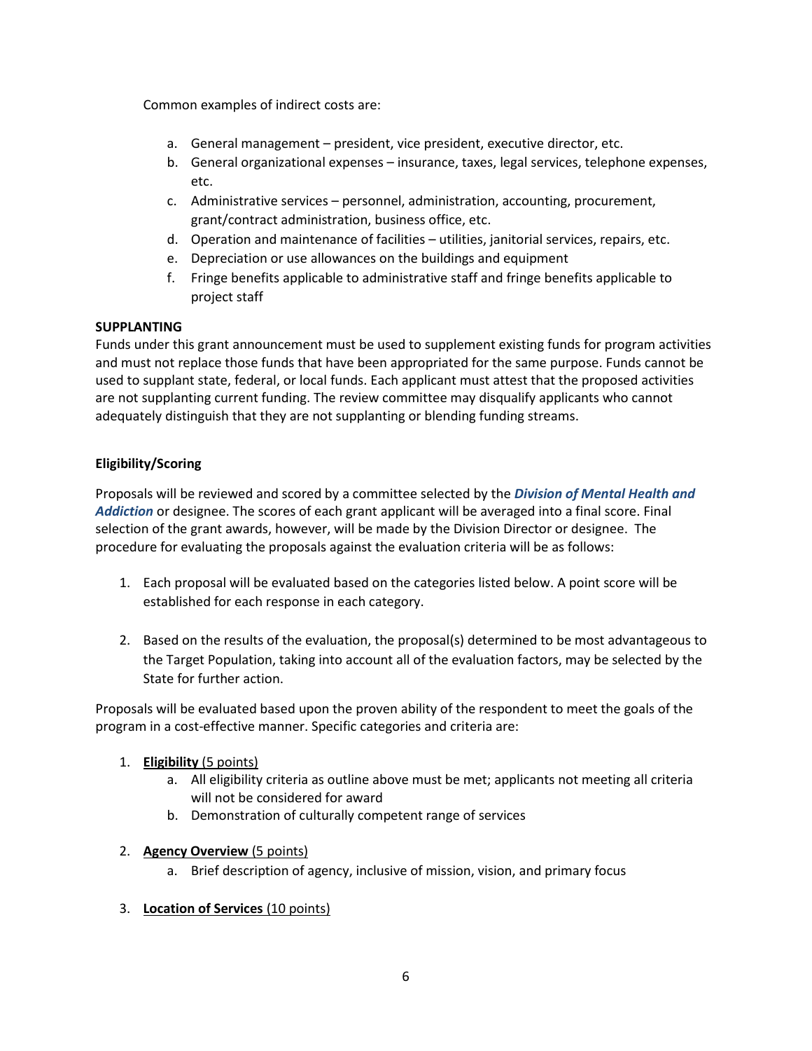Common examples of indirect costs are:

a. General management – president, vice president, executive director, etc.
b. General organizational expenses – insurance, taxes, legal services, telephone expenses, etc.
c. Administrative services – personnel, administration, accounting, procurement, grant/contract administration, business office, etc.
d. Operation and maintenance of facilities – utilities, janitorial services, repairs, etc.
e. Depreciation or use allowances on the buildings and equipment
f. Fringe benefits applicable to administrative staff and fringe benefits applicable to project staff

**SUPPLANTING**

Funds under this grant announcement must be used to supplement existing funds for program activities and must not replace those funds that have been appropriated for the same purpose. Funds cannot be used to supplant state, federal, or local funds. Each applicant must attest that the proposed activities are not supplanting current funding. The review committee may disqualify applicants who cannot adequately distinguish that they are not supplanting or blending funding streams.

**Eligibility/Scoring**

Proposals will be reviewed and scored by a committee selected by the ***Division of Mental Health and Addiction*** or designee. The scores of each grant applicant will be averaged into a final score. Final selection of the grant awards, however, will be made by the Division Director or designee. The procedure for evaluating the proposals against the evaluation criteria will be as follows:

1. Each proposal will be evaluated based on the categories listed below. A point score will be established for each response in each category.

2. Based on the results of the evaluation, the proposal(s) determined to be most advantageous to the Target Population, taking into account all of the evaluation factors, may be selected by the State for further action.

Proposals will be evaluated based upon the proven ability of the respondent to meet the goals of the program in a cost-effective manner. Specific categories and criteria are:

1. **Eligibility** (5 points)
   a. All eligibility criteria as outline above must be met; applicants not meeting all criteria will not be considered for award
   b. Demonstration of culturally competent range of services

2. **Agency Overview** (5 points)
   a. Brief description of agency, inclusive of mission, vision, and primary focus

3. **Location of Services** (10 points)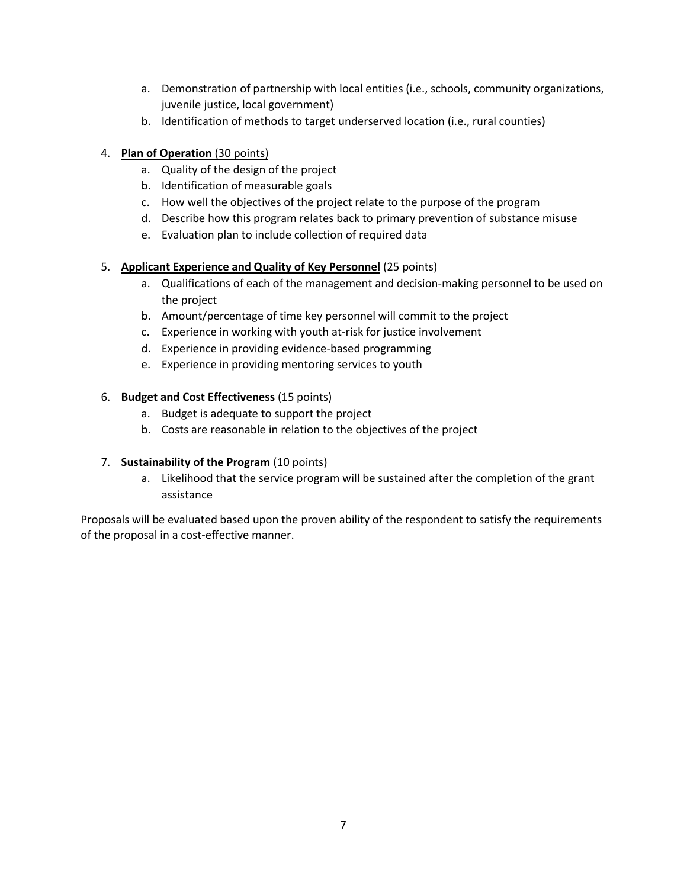a. Demonstration of partnership with local entities (i.e., schools, community organizations, juvenile justice, local government)
   b. Identification of methods to target underserved location (i.e., rural counties)

4. **Plan of Operation** (30 points)
   a. Quality of the design of the project
   b. Identification of measurable goals
   c. How well the objectives of the project relate to the purpose of the program
   d. Describe how this program relates back to primary prevention of substance misuse
   e. Evaluation plan to include collection of required data

5. **Applicant Experience and Quality of Key Personnel** (25 points)
   a. Qualifications of each of the management and decision-making personnel to be used on the project
   b. Amount/percentage of time key personnel will commit to the project
   c. Experience in working with youth at-risk for justice involvement
   d. Experience in providing evidence-based programming
   e. Experience in providing mentoring services to youth

6. **Budget and Cost Effectiveness** (15 points)
   a. Budget is adequate to support the project
   b. Costs are reasonable in relation to the objectives of the project

7. **Sustainability of the Program** (10 points)
   a. Likelihood that the service program will be sustained after the completion of the grant assistance

Proposals will be evaluated based upon the proven ability of the respondent to satisfy the requirements of the proposal in a cost-effective manner.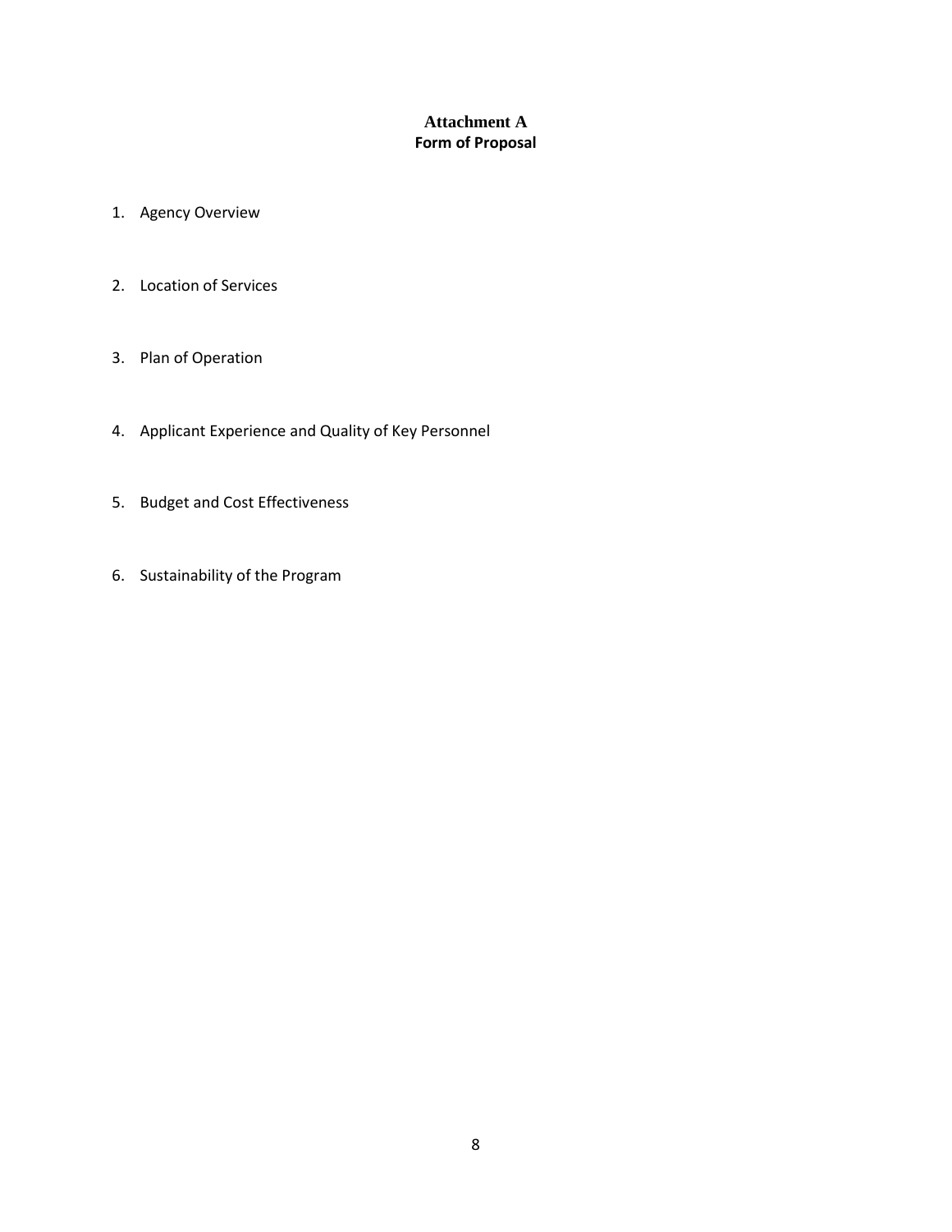# Attachment A
## Form of Proposal

1. Agency Overview

2. Location of Services

3. Plan of Operation

4. Applicant Experience and Quality of Key Personnel

5. Budget and Cost Effectiveness

6. Sustainability of the Program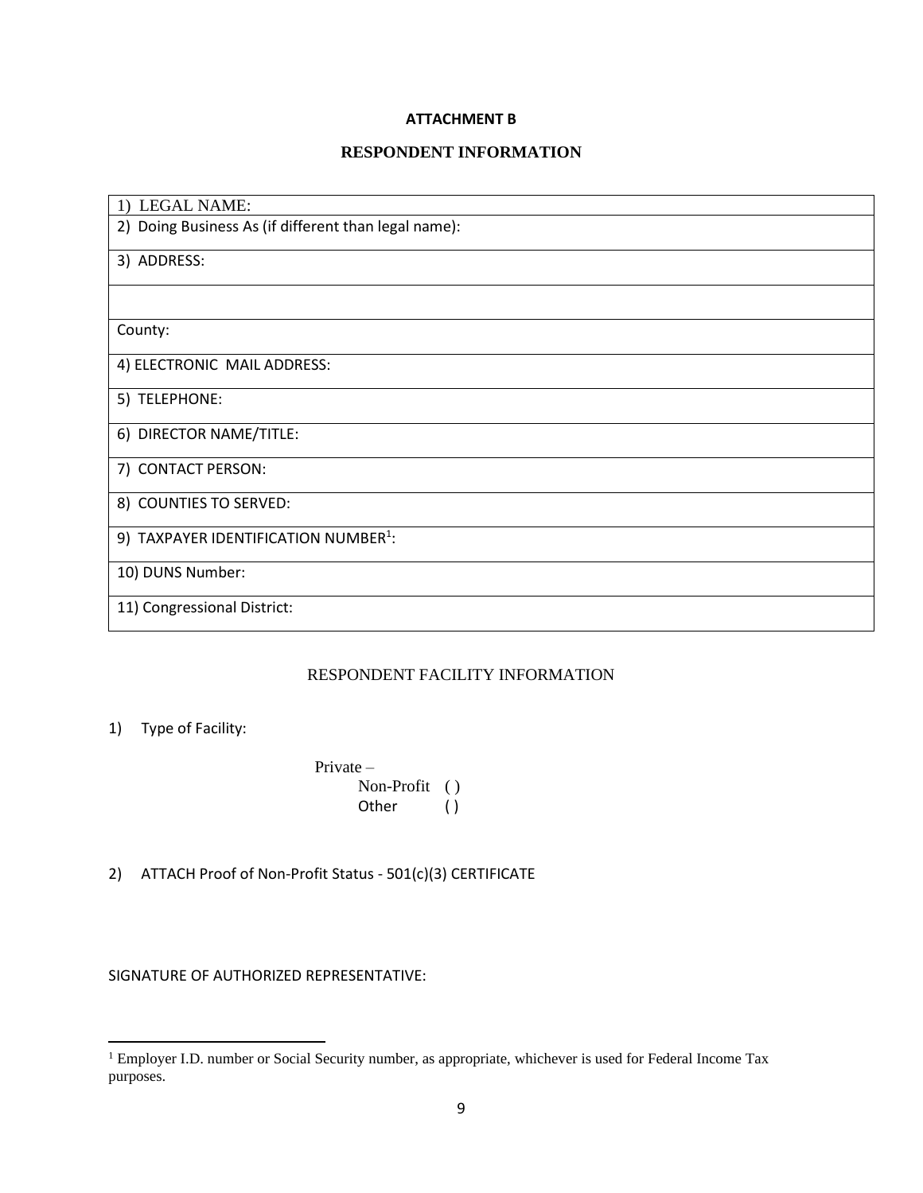**ATTACHMENT B**

**RESPONDENT INFORMATION**

| 1) LEGAL NAME: |
|---|
| 2) Doing Business As (if different than legal name): |
| 3) ADDRESS: |
| |
| County: |
| 4) ELECTRONIC MAIL ADDRESS: |
| 5) TELEPHONE: |
| 6) DIRECTOR NAME/TITLE: |
| 7) CONTACT PERSON: |
| 8) COUNTIES TO SERVED: |
| 9) TAXPAYER IDENTIFICATION NUMBER[1]: |
| 10) DUNS Number: |
| 11) Congressional District: |

RESPONDENT FACILITY INFORMATION

1) Type of Facility:

Private –
- Non-Profit ( )
- Other ( )

2) ATTACH Proof of Non-Profit Status - 501(c)(3) CERTIFICATE

SIGNATURE OF AUTHORIZED REPRESENTATIVE:

[1] Employer I.D. number or Social Security number, as appropriate, whichever is used for Federal Income Tax purposes.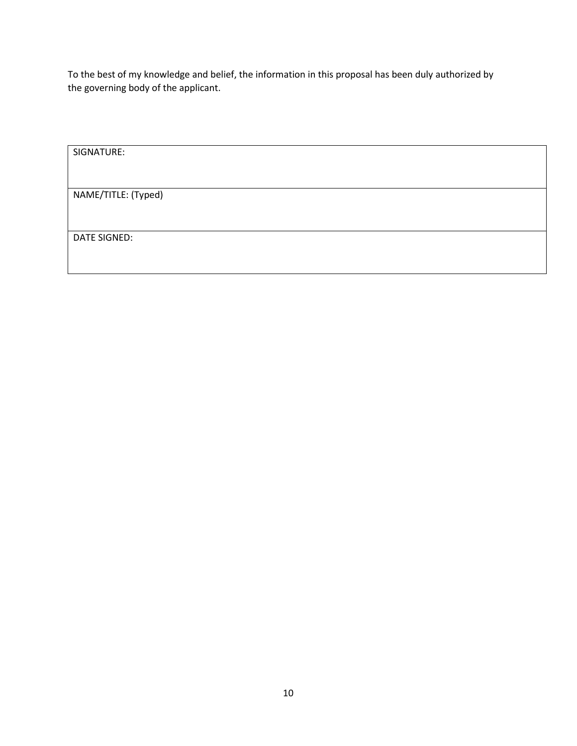To the best of my knowledge and belief, the information in this proposal has been duly authorized by the governing body of the applicant.

| SIGNATURE: |
| --- |
| NAME/TITLE: (Typed) |
| DATE SIGNED: |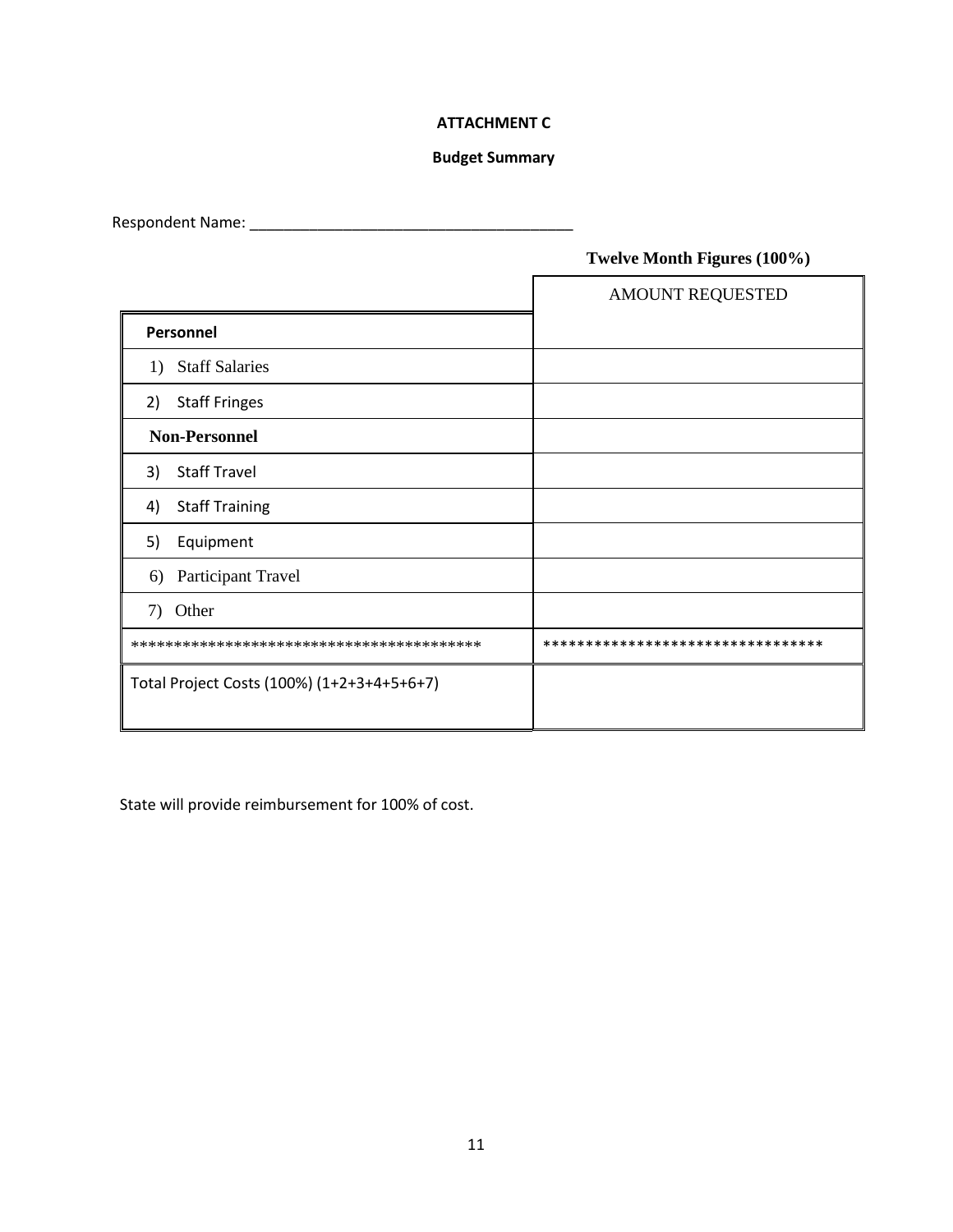**ATTACHMENT C**

**Budget Summary**

Respondent Name: _______________________________________

**Twelve Month Figures (100%)**

| | AMOUNT REQUESTED |
|---|---|
| **Personnel** | |
| 1) Staff Salaries | |
| 2) Staff Fringes | |
| **Non-Personnel** | |
| 3) Staff Travel | |
| 4) Staff Training | |
| 5) Equipment | |
| 6) Participant Travel | |
| 7) Other | |
| ***************************************** | ******************************** |
| Total Project Costs (100%) (1+2+3+4+5+6+7) | |

State will provide reimbursement for 100% of cost.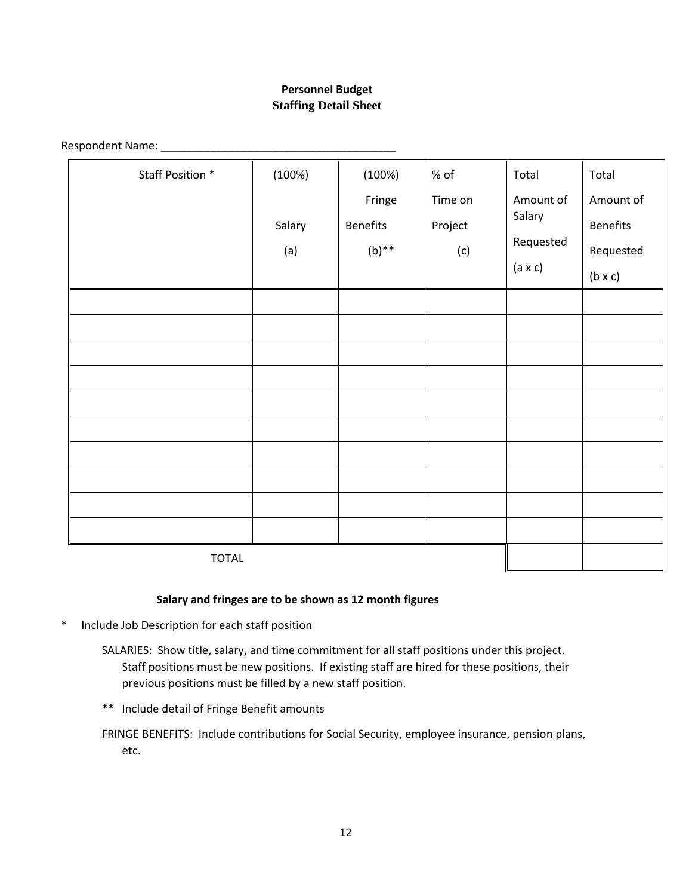## Personnel Budget
### Staffing Detail Sheet

Respondent Name: ______________________________________

| Staff Position * | (100%) Salary (a) | (100%) Fringe Benefits (b)** | % of Time on Project (c) | Total Amount of Salary Requested (a x c) | Total Amount of Benefits Requested (b x c) |
|---|---|---|---|---|---|
| | | | | | |
| | | | | | |
| | | | | | |
| | | | | | |
| | | | | | |
| | | | | | |
| | | | | | |
| | | | | | |
| | | | | | |
| | | | | | |
| TOTAL | | | | | |

**Salary and fringes are to be shown as 12 month figures**

* Include Job Description for each staff position

SALARIES: Show title, salary, and time commitment for all staff positions under this project. Staff positions must be new positions. If existing staff are hired for these positions, their previous positions must be filled by a new staff position.

** Include detail of Fringe Benefit amounts

FRINGE BENEFITS: Include contributions for Social Security, employee insurance, pension plans, etc.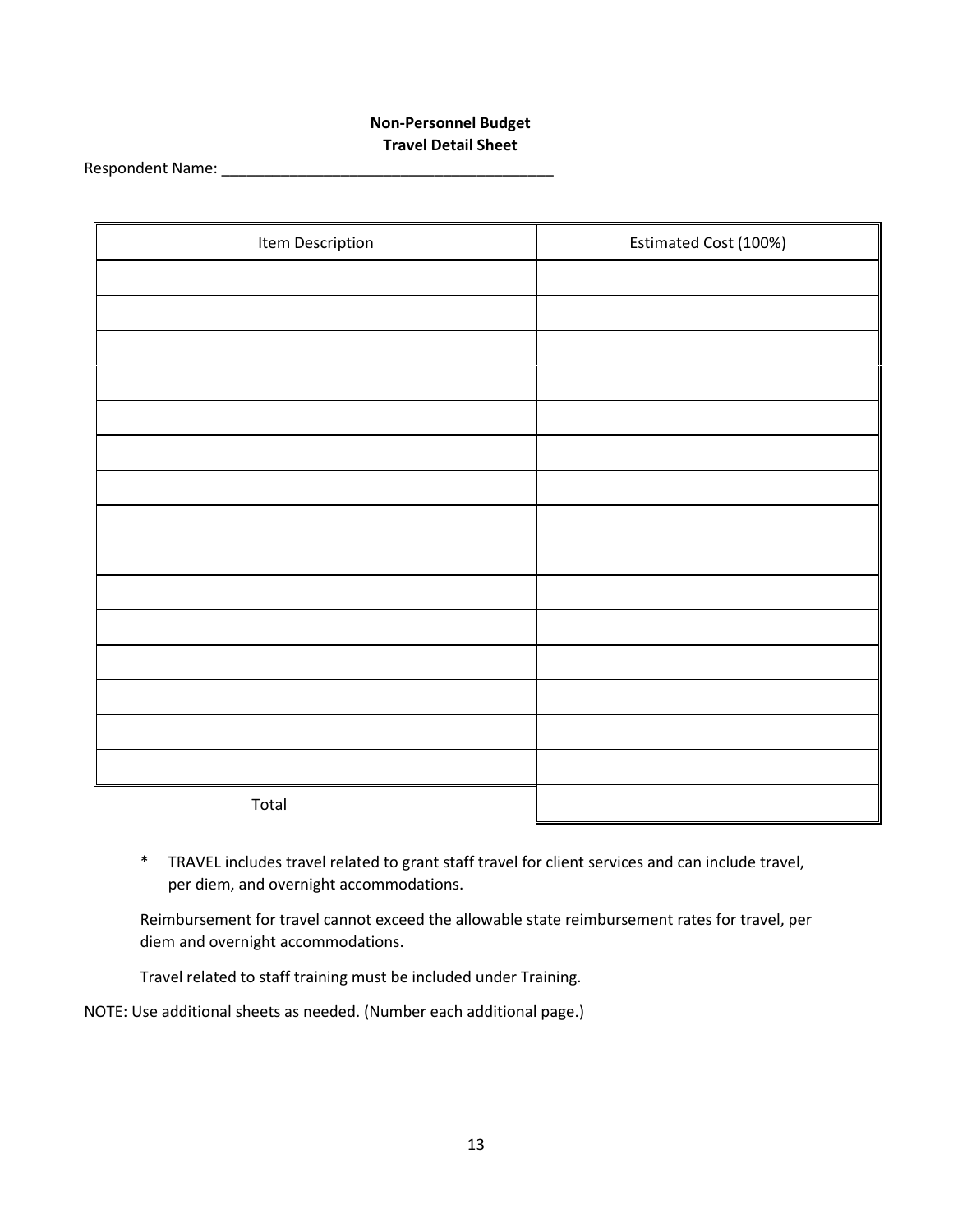**Non-Personnel Budget**
**Travel Detail Sheet**

Respondent Name: ________________________________________

| Item Description | Estimated Cost (100%) |
| --- | --- |
| | |
| | |
| | |
| | |
| | |
| | |
| | |
| | |
| | |
| | |
| | |
| | |
| | |
| | |
| | |
| Total | |

\* TRAVEL includes travel related to grant staff travel for client services and can include travel, per diem, and overnight accommodations.

Reimbursement for travel cannot exceed the allowable state reimbursement rates for travel, per diem and overnight accommodations.

Travel related to staff training must be included under Training.

NOTE: Use additional sheets as needed. (Number each additional page.)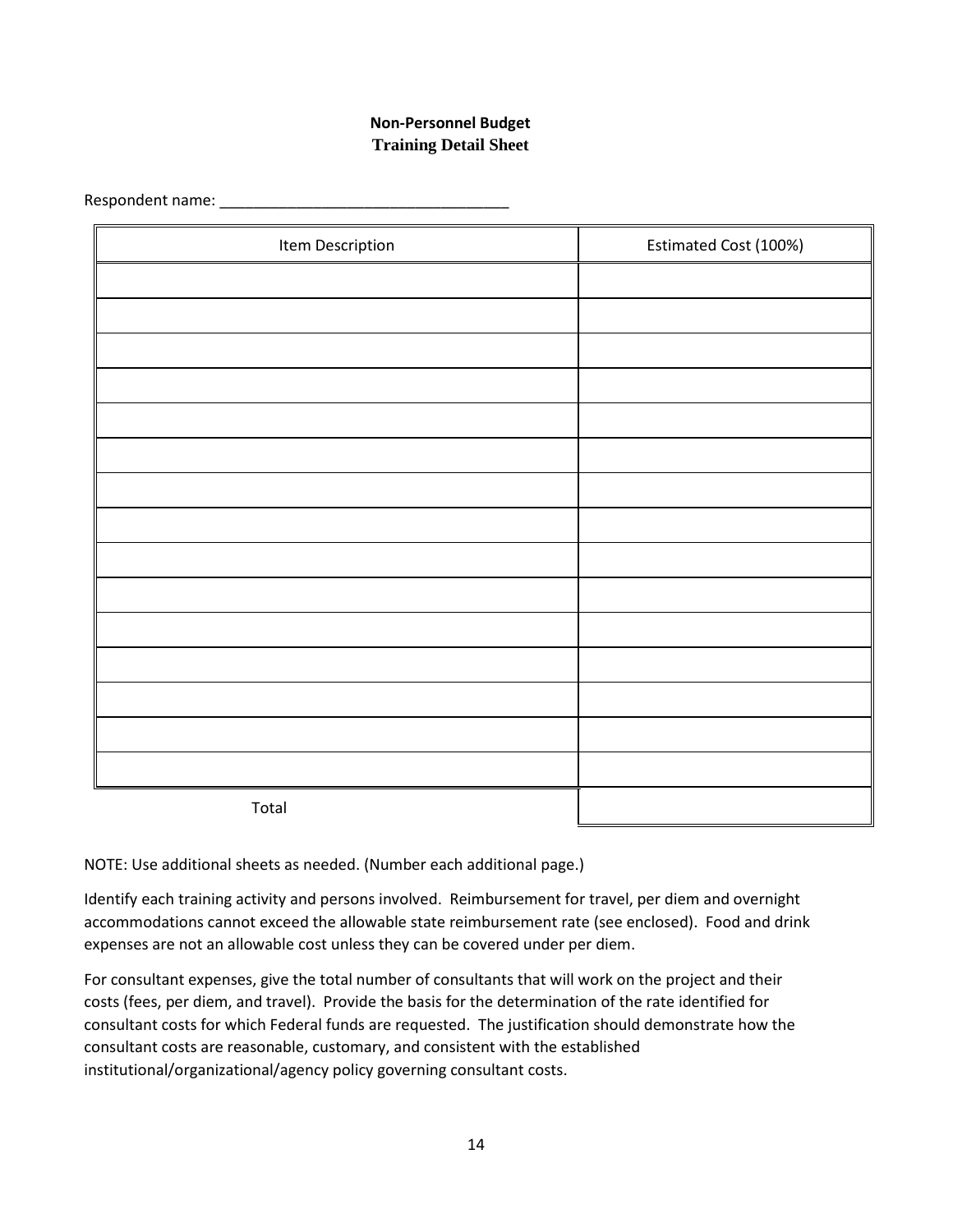**Non-Personnel Budget**
**Training Detail Sheet**

Respondent name: ___________________________________

| Item Description | Estimated Cost (100%) |
|---|---|
| | |
| | |
| | |
| | |
| | |
| | |
| | |
| | |
| | |
| | |
| | |
| | |
| | |
| | |
| | |
| Total | |

NOTE: Use additional sheets as needed. (Number each additional page.)

Identify each training activity and persons involved. Reimbursement for travel, per diem and overnight accommodations cannot exceed the allowable state reimbursement rate (see enclosed). Food and drink expenses are not an allowable cost unless they can be covered under per diem.

For consultant expenses, give the total number of consultants that will work on the project and their costs (fees, per diem, and travel). Provide the basis for the determination of the rate identified for consultant costs for which Federal funds are requested. The justification should demonstrate how the consultant costs are reasonable, customary, and consistent with the established institutional/organizational/agency policy governing consultant costs.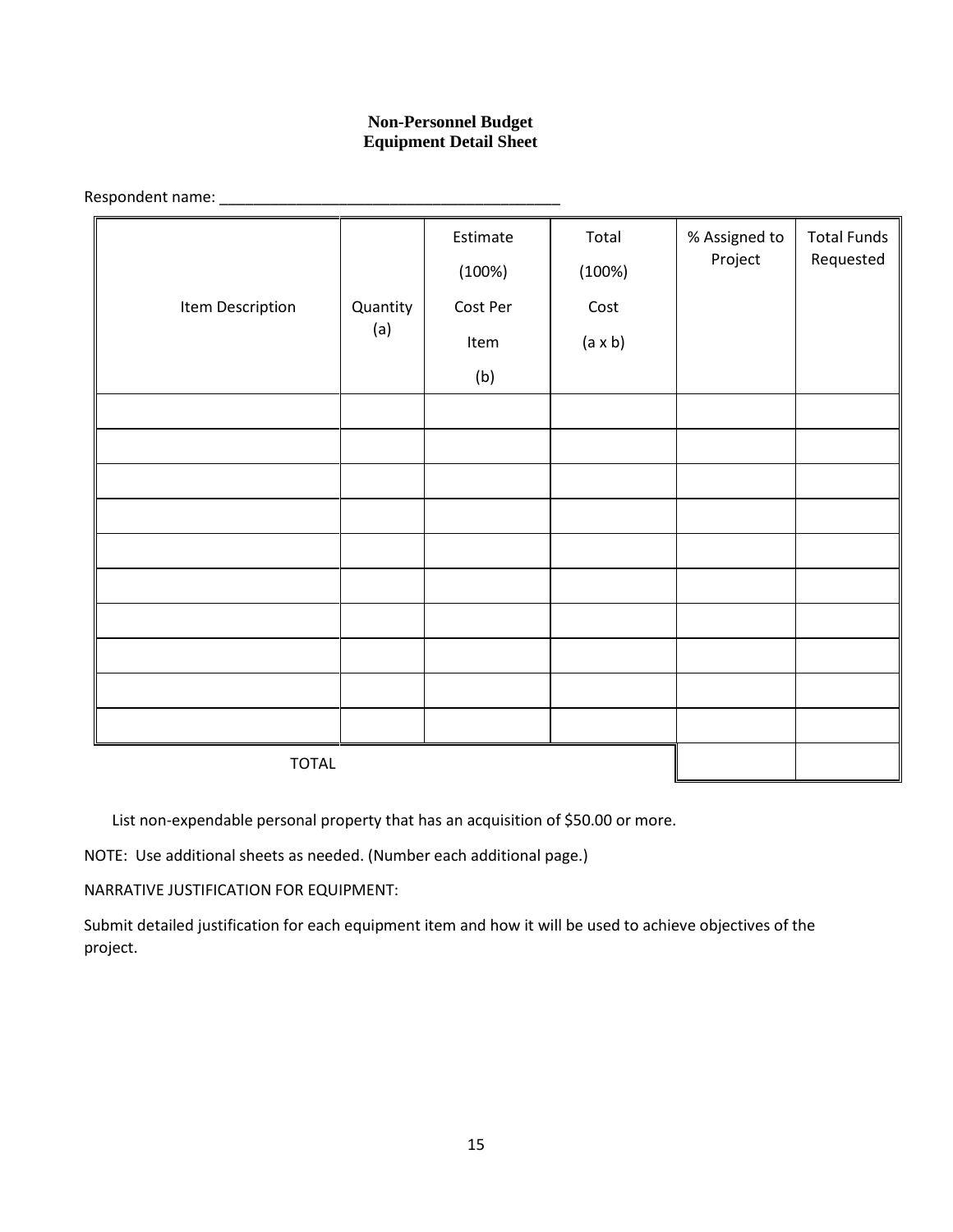**Non-Personnel Budget**
**Equipment Detail Sheet**

Respondent name: ________________________________________

| Item Description | Quantity (a) | Estimate (100%) Cost Per Item (b) | Total (100%) Cost (a x b) | % Assigned to Project | Total Funds Requested |
|---|---|---|---|---|---|
| | | | | | |
| | | | | | |
| | | | | | |
| | | | | | |
| | | | | | |
| | | | | | |
| | | | | | |
| | | | | | |
| | | | | | |
| | | | | | |
| TOTAL | | | | | |

List non-expendable personal property that has an acquisition of $50.00 or more.

NOTE: Use additional sheets as needed. (Number each additional page.)

NARRATIVE JUSTIFICATION FOR EQUIPMENT:

Submit detailed justification for each equipment item and how it will be used to achieve objectives of the project.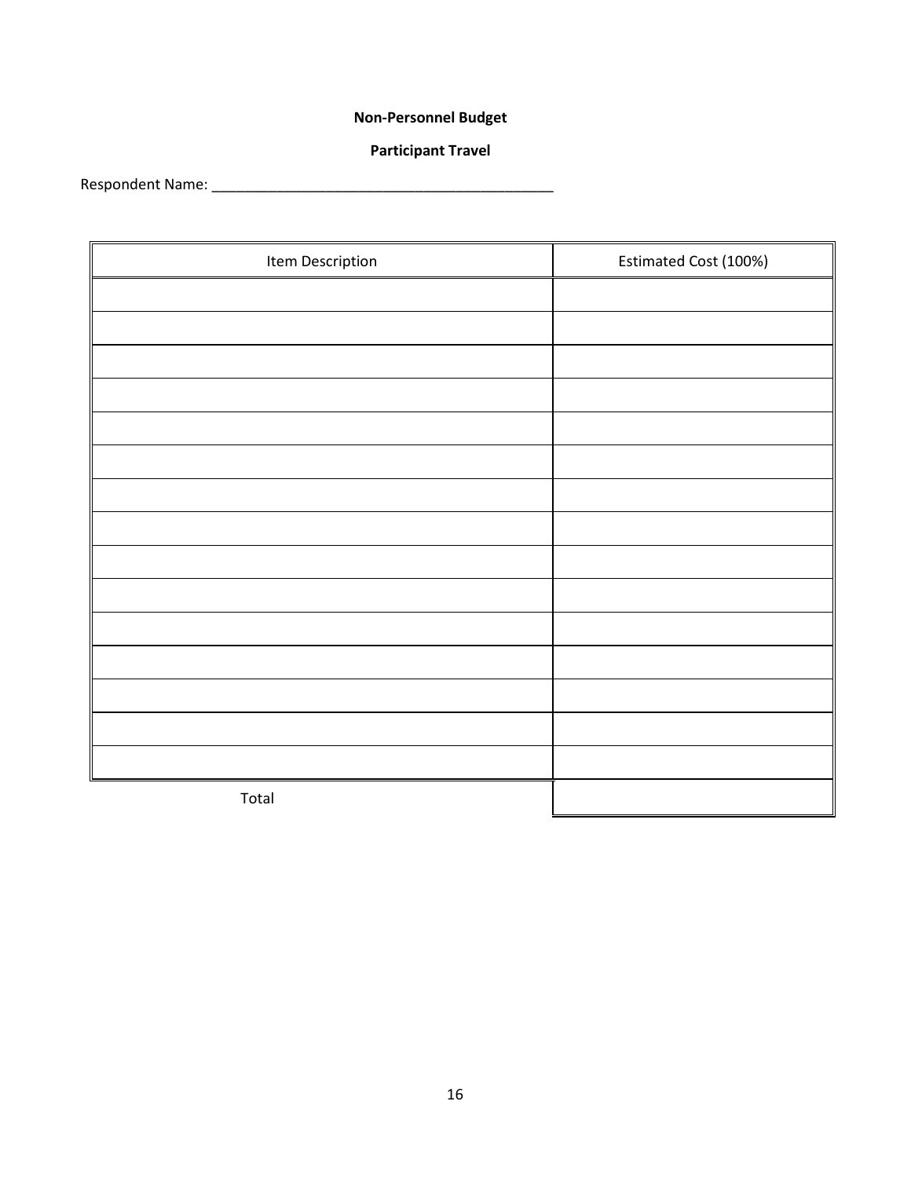**Non-Personnel Budget**

**Participant Travel**

Respondent Name: ____________________________________________

| Item Description | Estimated Cost (100%) |
|---|---|
| | |
| | |
| | |
| | |
| | |
| | |
| | |
| | |
| | |
| | |
| | |
| | |
| | |
| | |
| | |
| Total | |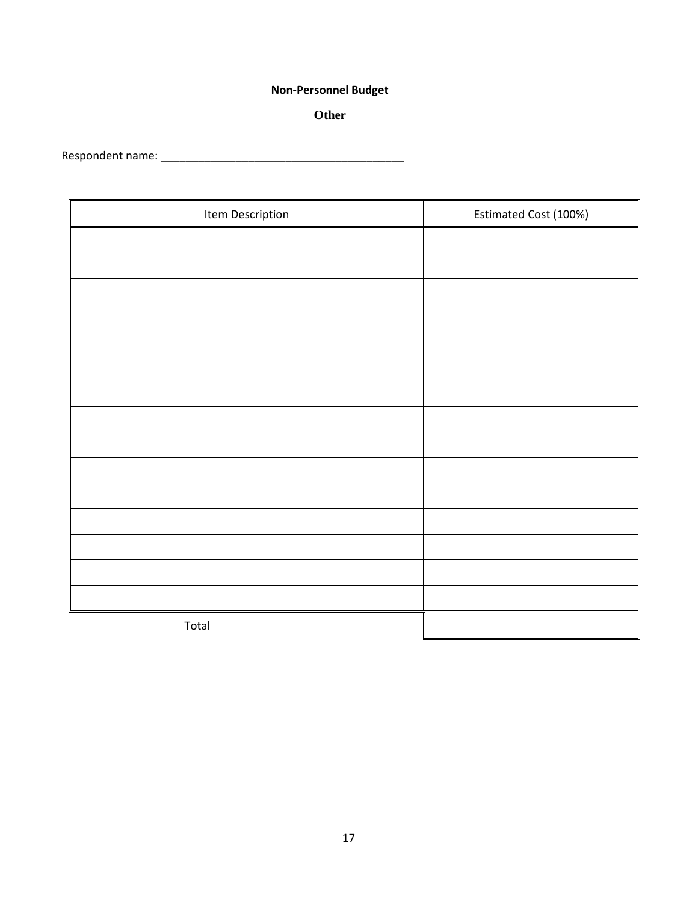**Non-Personnel Budget**

**Other**

Respondent name: ________________________________________

| Item Description | Estimated Cost (100%) |
|---|---|
| | |
| | |
| | |
| | |
| | |
| | |
| | |
| | |
| | |
| | |
| | |
| | |
| | |
| | |
| | |
| Total | |